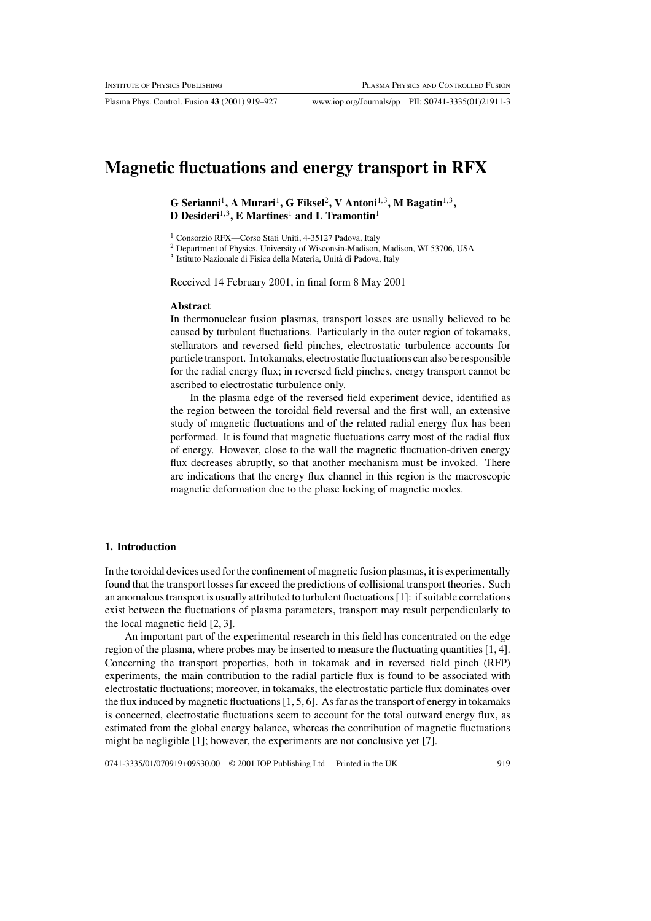# Magnetic fluctuations and energy transport in RFX

**G Serianni[1], A Murari[1], G Fiksel[2], V Antoni[1,3], M Bagatin[1,3], D Desideri[1,3], E Martines[1] and L Tramontin[1]**

[1] Consorzio RFX—Corso Stati Uniti, 4-35127 Padova, Italy

[2] Department of Physics, University of Wisconsin-Madison, Madison, WI 53706, USA

[3] Istituto Nazionale di Fisica della Materia, Unità di Padova, Italy

Received 14 February 2001, in final form 8 May 2001

### Abstract

In thermonuclear fusion plasmas, transport losses are usually believed to be caused by turbulent fluctuations. Particularly in the outer region of tokamaks, stellarators and reversed field pinches, electrostatic turbulence accounts for particle transport. In tokamaks, electrostatic fluctuations can also be responsible for the radial energy flux; in reversed field pinches, energy transport cannot be ascribed to electrostatic turbulence only.

In the plasma edge of the reversed field experiment device, identified as the region between the toroidal field reversal and the first wall, an extensive study of magnetic fluctuations and of the related radial energy flux has been performed. It is found that magnetic fluctuations carry most of the radial flux of energy. However, close to the wall the magnetic fluctuation-driven energy flux decreases abruptly, so that another mechanism must be invoked. There are indications that the energy flux channel in this region is the macroscopic magnetic deformation due to the phase locking of magnetic modes.

## 1. Introduction

In the toroidal devices used for the confinement of magnetic fusion plasmas, it is experimentally found that the transport losses far exceed the predictions of collisional transport theories. Such an anomalous transport is usually attributed to turbulent fluctuations [1]: if suitable correlations exist between the fluctuations of plasma parameters, transport may result perpendicularly to the local magnetic field [2, 3].

An important part of the experimental research in this field has concentrated on the edge region of the plasma, where probes may be inserted to measure the fluctuating quantities [1, 4]. Concerning the transport properties, both in tokamak and in reversed field pinch (RFP) experiments, the main contribution to the radial particle flux is found to be associated with electrostatic fluctuations; moreover, in tokamaks, the electrostatic particle flux dominates over the flux induced by magnetic fluctuations [1, 5, 6]. As far as the transport of energy in tokamaks is concerned, electrostatic fluctuations seem to account for the total outward energy flux, as estimated from the global energy balance, whereas the contribution of magnetic fluctuations might be negligible [1]; however, the experiments are not conclusive yet [7].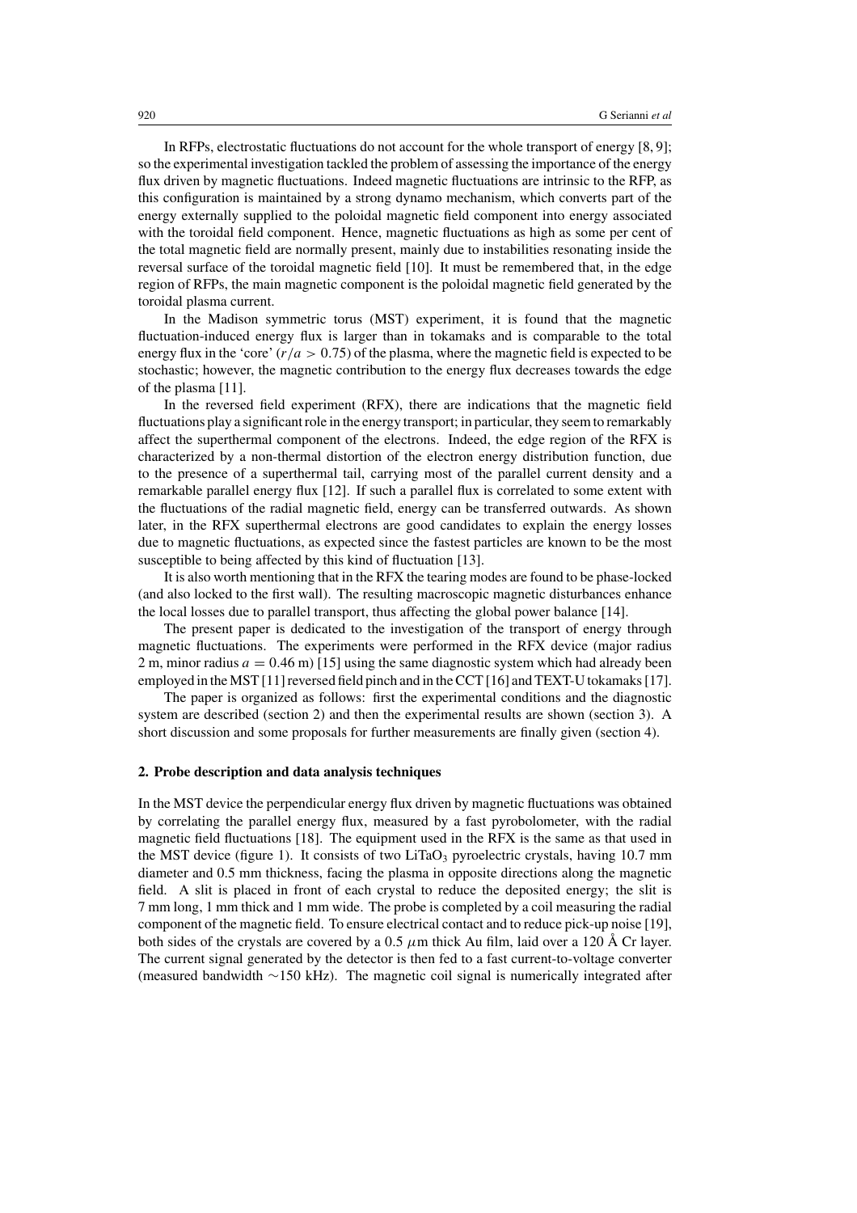In RFPs, electrostatic fluctuations do not account for the whole transport of energy [8, 9]; so the experimental investigation tackled the problem of assessing the importance of the energy flux driven by magnetic fluctuations. Indeed magnetic fluctuations are intrinsic to the RFP, as this configuration is maintained by a strong dynamo mechanism, which converts part of the energy externally supplied to the poloidal magnetic field component into energy associated with the toroidal field component. Hence, magnetic fluctuations as high as some per cent of the total magnetic field are normally present, mainly due to instabilities resonating inside the reversal surface of the toroidal magnetic field [10]. It must be remembered that, in the edge region of RFPs, the main magnetic component is the poloidal magnetic field generated by the toroidal plasma current.

In the Madison symmetric torus (MST) experiment, it is found that the magnetic fluctuation-induced energy flux is larger than in tokamaks and is comparable to the total energy flux in the 'core' ($r/a > 0.75$) of the plasma, where the magnetic field is expected to be stochastic; however, the magnetic contribution to the energy flux decreases towards the edge of the plasma [11].

In the reversed field experiment (RFX), there are indications that the magnetic field fluctuations play a significant role in the energy transport; in particular, they seem to remarkably affect the superthermal component of the electrons. Indeed, the edge region of the RFX is characterized by a non-thermal distortion of the electron energy distribution function, due to the presence of a superthermal tail, carrying most of the parallel current density and a remarkable parallel energy flux [12]. If such a parallel flux is correlated to some extent with the fluctuations of the radial magnetic field, energy can be transferred outwards. As shown later, in the RFX superthermal electrons are good candidates to explain the energy losses due to magnetic fluctuations, as expected since the fastest particles are known to be the most susceptible to being affected by this kind of fluctuation [13].

It is also worth mentioning that in the RFX the tearing modes are found to be phase-locked (and also locked to the first wall). The resulting macroscopic magnetic disturbances enhance the local losses due to parallel transport, thus affecting the global power balance [14].

The present paper is dedicated to the investigation of the transport of energy through magnetic fluctuations. The experiments were performed in the RFX device (major radius 2 m, minor radius $a = 0.46$ m) [15] using the same diagnostic system which had already been employed in the MST [11] reversed field pinch and in the CCT [16] and TEXT-U tokamaks [17].

The paper is organized as follows: first the experimental conditions and the diagnostic system are described (section 2) and then the experimental results are shown (section 3). A short discussion and some proposals for further measurements are finally given (section 4).

## 2. Probe description and data analysis techniques

In the MST device the perpendicular energy flux driven by magnetic fluctuations was obtained by correlating the parallel energy flux, measured by a fast pyrobolometer, with the radial magnetic field fluctuations [18]. The equipment used in the RFX is the same as that used in the MST device (figure 1). It consists of two $LiTaO_3$ pyroelectric crystals, having 10.7 mm diameter and 0.5 mm thickness, facing the plasma in opposite directions along the magnetic field. A slit is placed in front of each crystal to reduce the deposited energy; the slit is 7 mm long, 1 mm thick and 1 mm wide. The probe is completed by a coil measuring the radial component of the magnetic field. To ensure electrical contact and to reduce pick-up noise [19], both sides of the crystals are covered by a 0.5 $\mu$m thick Au film, laid over a 120 Å Cr layer. The current signal generated by the detector is then fed to a fast current-to-voltage converter (measured bandwidth $\sim$150 kHz). The magnetic coil signal is numerically integrated after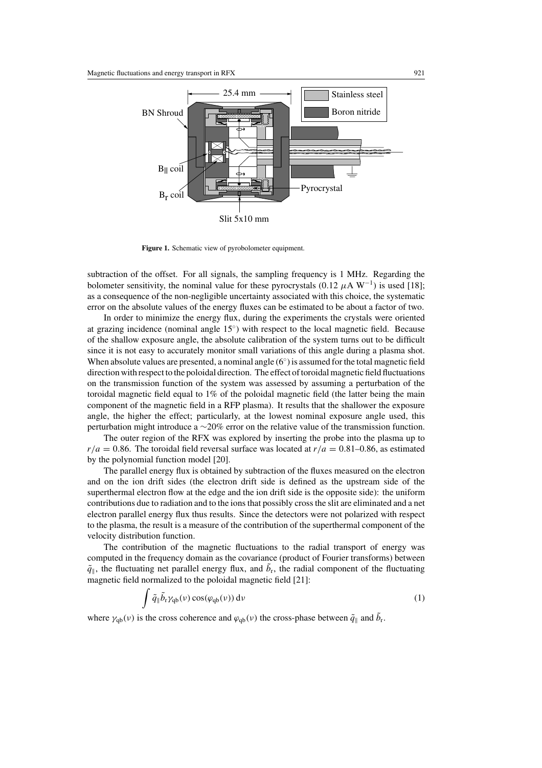**Figure 1.** Schematic view of pyrobolometer equipment.

subtraction of the offset. For all signals, the sampling frequency is 1 MHz. Regarding the bolometer sensitivity, the nominal value for these pyrocrystals (0.12 $\mu$A W$^{-1}$) is used [18]; as a consequence of the non-negligible uncertainty associated with this choice, the systematic error on the absolute values of the energy fluxes can be estimated to be about a factor of two.

In order to minimize the energy flux, during the experiments the crystals were oriented at grazing incidence (nominal angle 15°) with respect to the local magnetic field. Because of the shallow exposure angle, the absolute calibration of the system turns out to be difficult since it is not easy to accurately monitor small variations of this angle during a plasma shot. When absolute values are presented, a nominal angle (6°) is assumed for the total magnetic field direction with respect to the poloidal direction. The effect of toroidal magnetic field fluctuations on the transmission function of the system was assessed by assuming a perturbation of the toroidal magnetic field equal to 1% of the poloidal magnetic field (the latter being the main component of the magnetic field in a RFP plasma). It results that the shallower the exposure angle, the higher the effect; particularly, at the lowest nominal exposure angle used, this perturbation might introduce a ∼20% error on the relative value of the transmission function.

The outer region of the RFX was explored by inserting the probe into the plasma up to $r/a = 0.86$. The toroidal field reversal surface was located at $r/a = 0.81$–$0.86$, as estimated by the polynomial function model [20].

The parallel energy flux is obtained by subtraction of the fluxes measured on the electron and on the ion drift sides (the electron drift side is defined as the upstream side of the superthermal electron flow at the edge and the ion drift side is the opposite side): the uniform contributions due to radiation and to the ions that possibly cross the slit are eliminated and a net electron parallel energy flux thus results. Since the detectors were not polarized with respect to the plasma, the result is a measure of the contribution of the superthermal component of the velocity distribution function.

The contribution of the magnetic fluctuations to the radial transport of energy was computed in the frequency domain as the covariance (product of Fourier transforms) between $\tilde{q}_{\parallel}$, the fluctuating net parallel energy flux, and $\tilde{b}_{\mathrm{r}}$, the radial component of the fluctuating magnetic field normalized to the poloidal magnetic field [21]:

$$\int \tilde{q}_{\parallel} \tilde{b}_{\mathrm{r}} \gamma_{\mathrm{qb}}(\nu) \cos(\varphi_{\mathrm{qb}}(\nu))\,\mathrm{d}\nu \tag{1}$$

where $\gamma_{\mathrm{qb}}(\nu)$ is the cross coherence and $\varphi_{\mathrm{qb}}(\nu)$ the cross-phase between $\tilde{q}_{\parallel}$ and $\tilde{b}_{\mathrm{r}}$.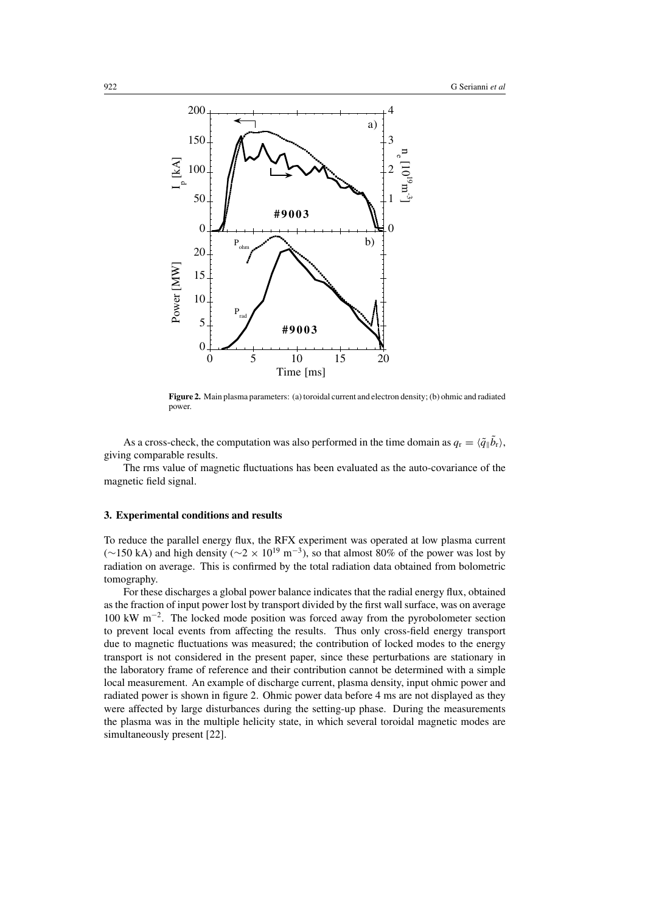**Figure 2.** Main plasma parameters: (a) toroidal current and electron density; (b) ohmic and radiated power.

As a cross-check, the computation was also performed in the time domain as $q_r = \langle \tilde{q}_\parallel \tilde{b}_r \rangle$, giving comparable results.

The rms value of magnetic fluctuations has been evaluated as the auto-covariance of the magnetic field signal.

## 3. Experimental conditions and results

To reduce the parallel energy flux, the RFX experiment was operated at low plasma current ($\sim$150 kA) and high density ($\sim 2 \times 10^{19}$ m$^{-3}$), so that almost 80% of the power was lost by radiation on average. This is confirmed by the total radiation data obtained from bolometric tomography.

For these discharges a global power balance indicates that the radial energy flux, obtained as the fraction of input power lost by transport divided by the first wall surface, was on average 100 kW m$^{-2}$. The locked mode position was forced away from the pyrobolometer section to prevent local events from affecting the results. Thus only cross-field energy transport due to magnetic fluctuations was measured; the contribution of locked modes to the energy transport is not considered in the present paper, since these perturbations are stationary in the laboratory frame of reference and their contribution cannot be determined with a simple local measurement. An example of discharge current, plasma density, input ohmic power and radiated power is shown in figure 2. Ohmic power data before 4 ms are not displayed as they were affected by large disturbances during the setting-up phase. During the measurements the plasma was in the multiple helicity state, in which several toroidal magnetic modes are simultaneously present [22].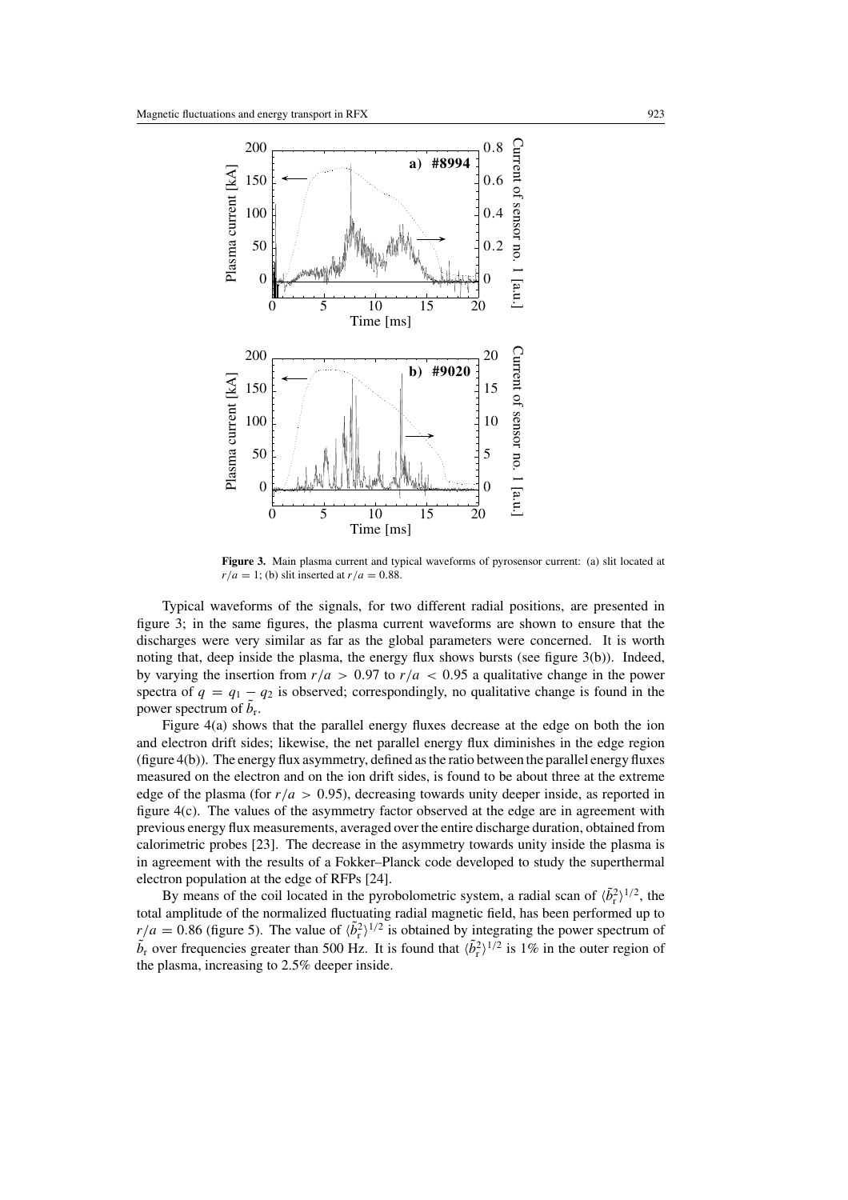**Figure 3.** Main plasma current and typical waveforms of pyrosensor current: (a) slit located at $r/a = 1$; (b) slit inserted at $r/a = 0.88$.

Typical waveforms of the signals, for two different radial positions, are presented in figure 3; in the same figures, the plasma current waveforms are shown to ensure that the discharges were very similar as far as the global parameters were concerned. It is worth noting that, deep inside the plasma, the energy flux shows bursts (see figure 3(b)). Indeed, by varying the insertion from $r/a > 0.97$ to $r/a < 0.95$ a qualitative change in the power spectra of $q = q_1 - q_2$ is observed; correspondingly, no qualitative change is found in the power spectrum of $\tilde{b}_r$.

Figure 4(a) shows that the parallel energy fluxes decrease at the edge on both the ion and electron drift sides; likewise, the net parallel energy flux diminishes in the edge region (figure 4(b)). The energy flux asymmetry, defined as the ratio between the parallel energy fluxes measured on the electron and on the ion drift sides, is found to be about three at the extreme edge of the plasma (for $r/a > 0.95$), decreasing towards unity deeper inside, as reported in figure 4(c). The values of the asymmetry factor observed at the edge are in agreement with previous energy flux measurements, averaged over the entire discharge duration, obtained from calorimetric probes [23]. The decrease in the asymmetry towards unity inside the plasma is in agreement with the results of a Fokker–Planck code developed to study the superthermal electron population at the edge of RFPs [24].

By means of the coil located in the pyrobolometric system, a radial scan of $\langle \tilde{b}_r^2 \rangle^{1/2}$, the total amplitude of the normalized fluctuating radial magnetic field, has been performed up to $r/a = 0.86$ (figure 5). The value of $\langle \tilde{b}_r^2 \rangle^{1/2}$ is obtained by integrating the power spectrum of $\tilde{b}_r$ over frequencies greater than 500 Hz. It is found that $\langle \tilde{b}_r^2 \rangle^{1/2}$ is 1% in the outer region of the plasma, increasing to 2.5% deeper inside.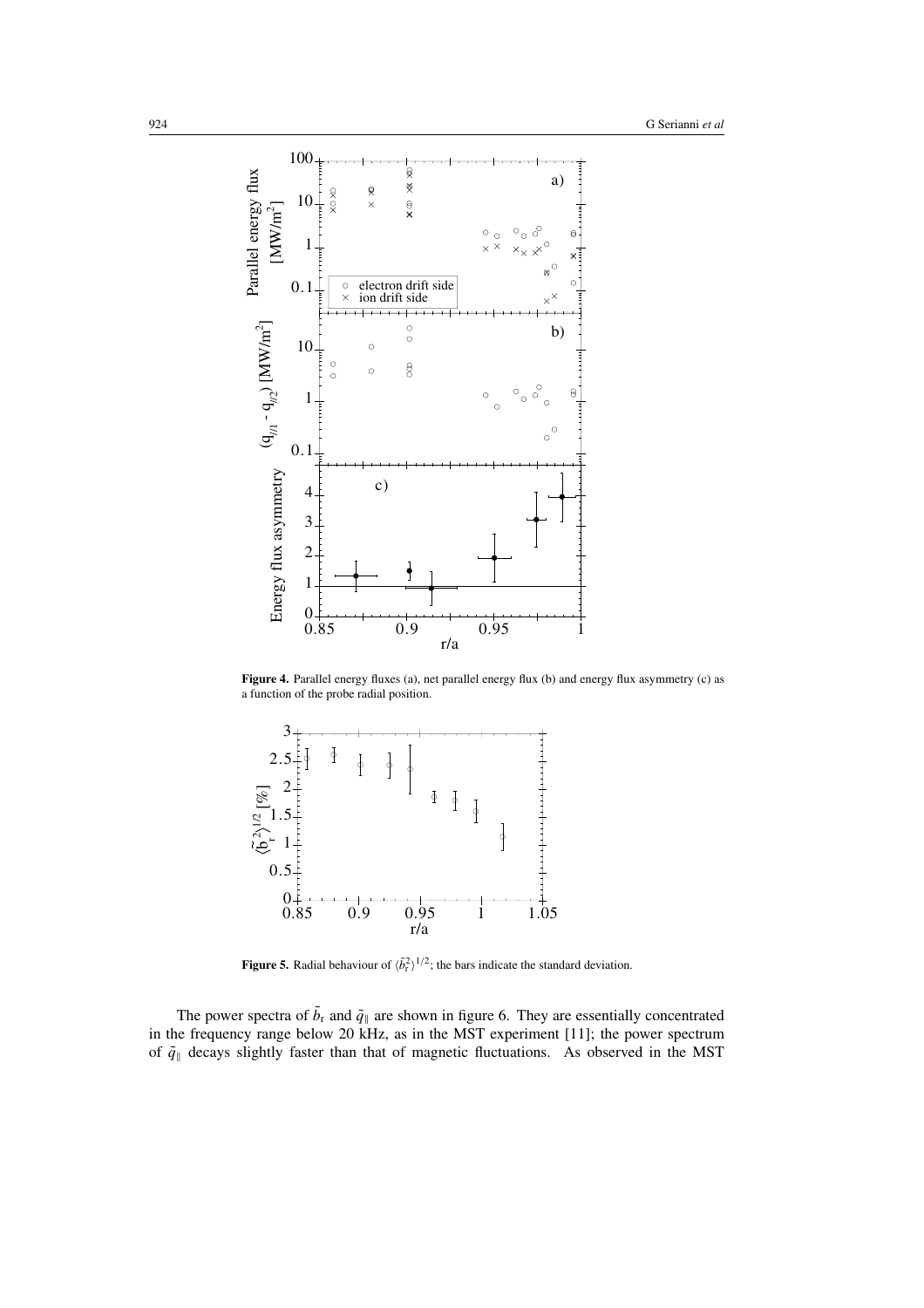**Figure 4.** Parallel energy fluxes (a), net parallel energy flux (b) and energy flux asymmetry (c) as a function of the probe radial position.

**Figure 5.** Radial behaviour of $\langle \tilde{b}_r^2 \rangle^{1/2}$; the bars indicate the standard deviation.

The power spectra of $\tilde{b}_r$ and $\tilde{q}_\parallel$ are shown in figure 6. They are essentially concentrated in the frequency range below 20 kHz, as in the MST experiment [11]; the power spectrum of $\tilde{q}_\parallel$ decays slightly faster than that of magnetic fluctuations. As observed in the MST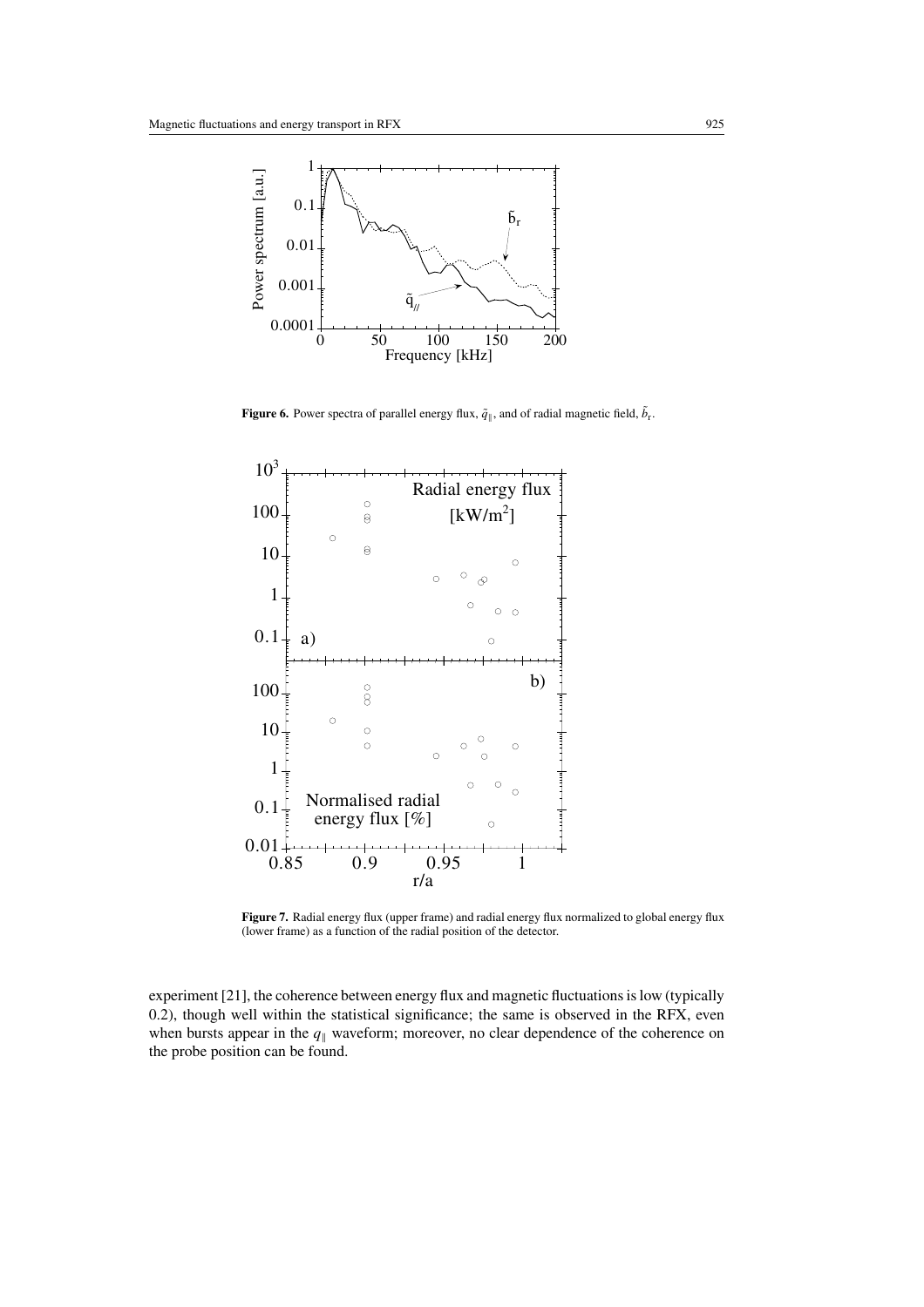**Figure 6.** Power spectra of parallel energy flux, $\tilde{q}_{\|}$, and of radial magnetic field, $\tilde{b}_r$.

**Figure 7.** Radial energy flux (upper frame) and radial energy flux normalized to global energy flux (lower frame) as a function of the radial position of the detector.

experiment [21], the coherence between energy flux and magnetic fluctuations is low (typically 0.2), though well within the statistical significance; the same is observed in the RFX, even when bursts appear in the $q_{\|}$ waveform; moreover, no clear dependence of the coherence on the probe position can be found.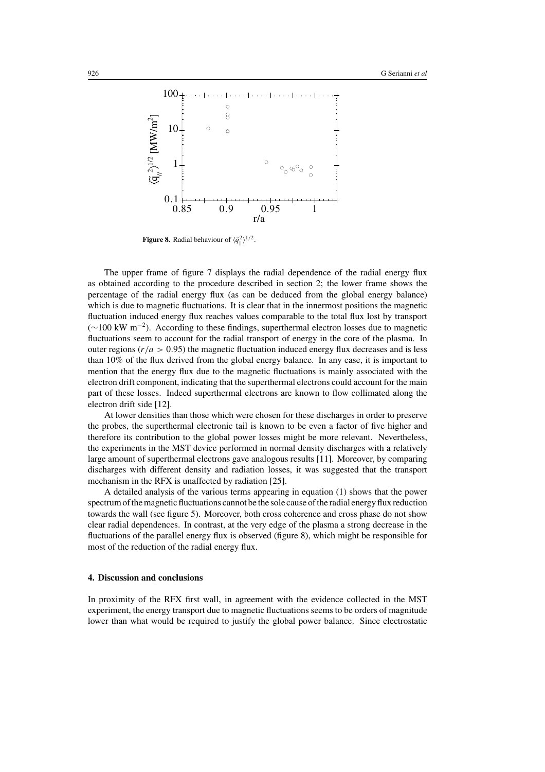**Figure 8.** Radial behaviour of $\langle \tilde{q}_{\parallel}^2 \rangle^{1/2}$.

The upper frame of figure 7 displays the radial dependence of the radial energy flux as obtained according to the procedure described in section 2; the lower frame shows the percentage of the radial energy flux (as can be deduced from the global energy balance) which is due to magnetic fluctuations. It is clear that in the innermost positions the magnetic fluctuation induced energy flux reaches values comparable to the total flux lost by transport ($\sim$100 kW m$^{-2}$). According to these findings, superthermal electron losses due to magnetic fluctuations seem to account for the radial transport of energy in the core of the plasma. In outer regions ($r/a > 0.95$) the magnetic fluctuation induced energy flux decreases and is less than 10% of the flux derived from the global energy balance. In any case, it is important to mention that the energy flux due to the magnetic fluctuations is mainly associated with the electron drift component, indicating that the superthermal electrons could account for the main part of these losses. Indeed superthermal electrons are known to flow collimated along the electron drift side [12].

At lower densities than those which were chosen for these discharges in order to preserve the probes, the superthermal electronic tail is known to be even a factor of five higher and therefore its contribution to the global power losses might be more relevant. Nevertheless, the experiments in the MST device performed in normal density discharges with a relatively large amount of superthermal electrons gave analogous results [11]. Moreover, by comparing discharges with different density and radiation losses, it was suggested that the transport mechanism in the RFX is unaffected by radiation [25].

A detailed analysis of the various terms appearing in equation (1) shows that the power spectrum of the magnetic fluctuations cannot be the sole cause of the radial energy flux reduction towards the wall (see figure 5). Moreover, both cross coherence and cross phase do not show clear radial dependences. In contrast, at the very edge of the plasma a strong decrease in the fluctuations of the parallel energy flux is observed (figure 8), which might be responsible for most of the reduction of the radial energy flux.

## 4. Discussion and conclusions

In proximity of the RFX first wall, in agreement with the evidence collected in the MST experiment, the energy transport due to magnetic fluctuations seems to be orders of magnitude lower than what would be required to justify the global power balance. Since electrostatic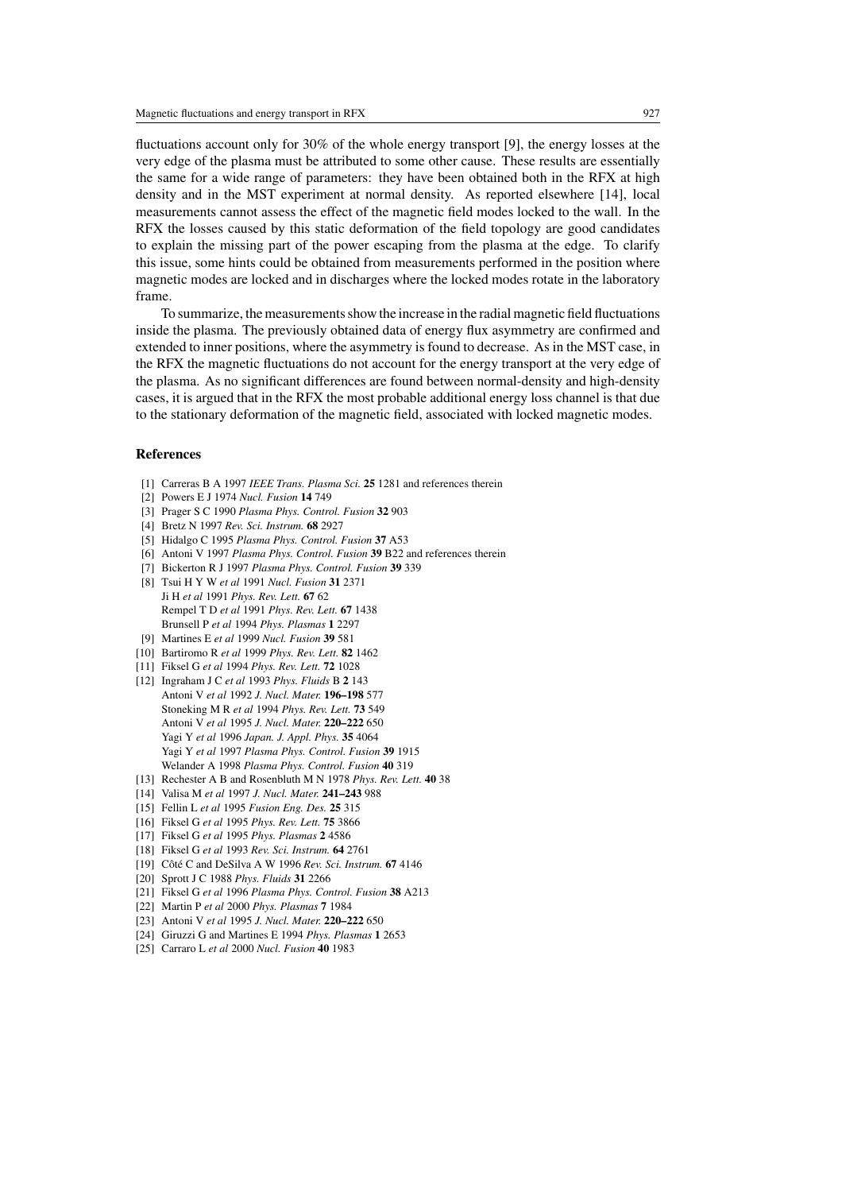fluctuations account only for 30% of the whole energy transport [9], the energy losses at the very edge of the plasma must be attributed to some other cause. These results are essentially the same for a wide range of parameters: they have been obtained both in the RFX at high density and in the MST experiment at normal density. As reported elsewhere [14], local measurements cannot assess the effect of the magnetic field modes locked to the wall. In the RFX the losses caused by this static deformation of the field topology are good candidates to explain the missing part of the power escaping from the plasma at the edge. To clarify this issue, some hints could be obtained from measurements performed in the position where magnetic modes are locked and in discharges where the locked modes rotate in the laboratory frame.

To summarize, the measurements show the increase in the radial magnetic field fluctuations inside the plasma. The previously obtained data of energy flux asymmetry are confirmed and extended to inner positions, where the asymmetry is found to decrease. As in the MST case, in the RFX the magnetic fluctuations do not account for the energy transport at the very edge of the plasma. As no significant differences are found between normal-density and high-density cases, it is argued that in the RFX the most probable additional energy loss channel is that due to the stationary deformation of the magnetic field, associated with locked magnetic modes.

## References

[1] Carreras B A 1997 *IEEE Trans. Plasma Sci.* **25** 1281 and references therein

[2] Powers E J 1974 *Nucl. Fusion* **14** 749

[3] Prager S C 1990 *Plasma Phys. Control. Fusion* **32** 903

[4] Bretz N 1997 *Rev. Sci. Instrum.* **68** 2927

[5] Hidalgo C 1995 *Plasma Phys. Control. Fusion* **37** A53

[6] Antoni V 1997 *Plasma Phys. Control. Fusion* **39** B22 and references therein

[7] Bickerton R J 1997 *Plasma Phys. Control. Fusion* **39** 339

[8] Tsui H Y W *et al* 1991 *Nucl. Fusion* **31** 2371
Ji H *et al* 1991 *Phys. Rev. Lett.* **67** 62
Rempel T D *et al* 1991 *Phys. Rev. Lett.* **67** 1438
Brunsell P *et al* 1994 *Phys. Plasmas* **1** 2297

[9] Martines E *et al* 1999 *Nucl. Fusion* **39** 581

[10] Bartiromo R *et al* 1999 *Phys. Rev. Lett.* **82** 1462

[11] Fiksel G *et al* 1994 *Phys. Rev. Lett.* **72** 1028

[12] Ingraham J C *et al* 1993 *Phys. Fluids* B **2** 143
Antoni V *et al* 1992 *J. Nucl. Mater.* **196–198** 577
Stoneking M R *et al* 1994 *Phys. Rev. Lett.* **73** 549
Antoni V *et al* 1995 *J. Nucl. Mater.* **220–222** 650
Yagi Y *et al* 1996 *Japan. J. Appl. Phys.* **35** 4064
Yagi Y *et al* 1997 *Plasma Phys. Control. Fusion* **39** 1915
Welander A 1998 *Plasma Phys. Control. Fusion* **40** 319

[13] Rechester A B and Rosenbluth M N 1978 *Phys. Rev. Lett.* **40** 38

[14] Valisa M *et al* 1997 *J. Nucl. Mater.* **241–243** 988

[15] Fellin L *et al* 1995 *Fusion Eng. Des.* **25** 315

[16] Fiksel G *et al* 1995 *Phys. Rev. Lett.* **75** 3866

[17] Fiksel G *et al* 1995 *Phys. Plasmas* **2** 4586

[18] Fiksel G *et al* 1993 *Rev. Sci. Instrum.* **64** 2761

[19] Côté C and DeSilva A W 1996 *Rev. Sci. Instrum.* **67** 4146

[20] Sprott J C 1988 *Phys. Fluids* **31** 2266

[21] Fiksel G *et al* 1996 *Plasma Phys. Control. Fusion* **38** A213

[22] Martin P *et al* 2000 *Phys. Plasmas* **7** 1984

[23] Antoni V *et al* 1995 *J. Nucl. Mater.* **220–222** 650

[24] Giruzzi G and Martines E 1994 *Phys. Plasmas* **1** 2653

[25] Carraro L *et al* 2000 *Nucl. Fusion* **40** 1983